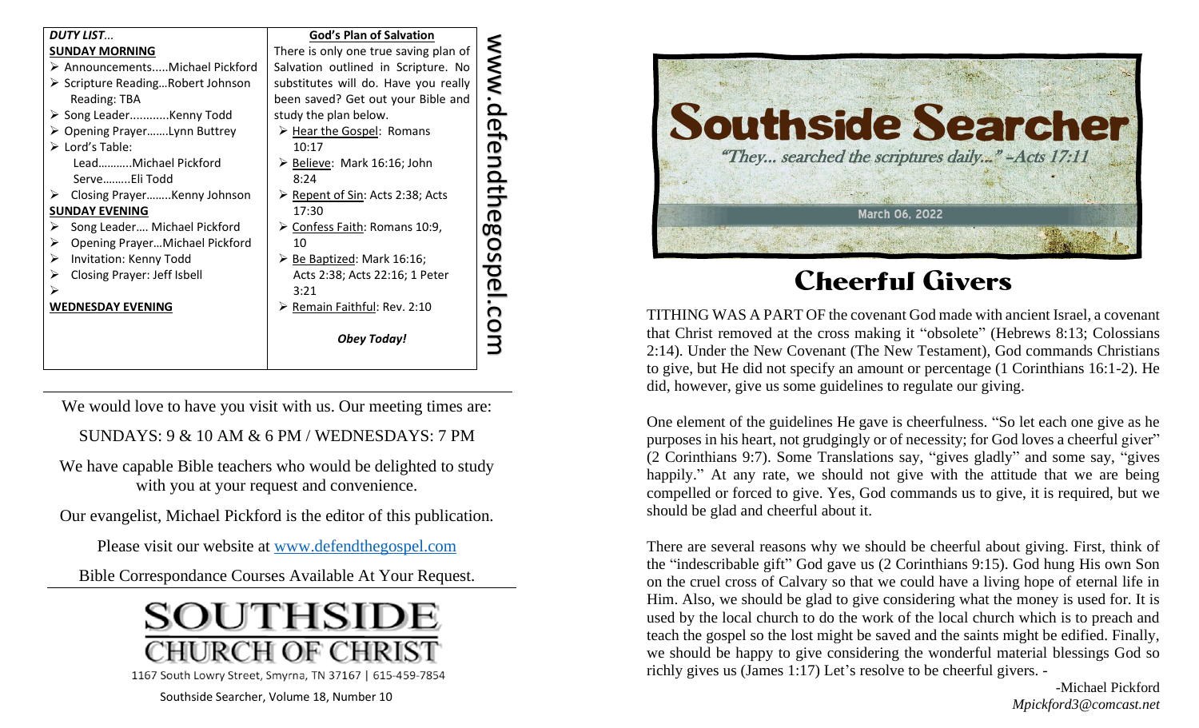***DUTY LIST…***

**SUNDAY MORNING**

- Announcements.....Michael Pickford
- Scripture Reading…Robert Johnson
  Reading: TBA
- Song Leader............Kenny Todd
- Opening Prayer…….Lynn Buttrey
- Lord's Table:
  Lead………..Michael Pickford
  Serve………Eli Todd
- Closing Prayer……..Kenny Johnson

**SUNDAY EVENING**

- Song Leader…. Michael Pickford
- Opening Prayer…Michael Pickford
- Invitation: Kenny Todd
- Closing Prayer: Jeff Isbell

**WEDNESDAY EVENING**

**God's Plan of Salvation**

There is only one true saving plan of Salvation outlined in Scripture. No substitutes will do. Have you really been saved? Get out your Bible and study the plan below.

- Hear the Gospel: Romans 10:17
- Believe: Mark 16:16; John 8:24
- Repent of Sin: Acts 2:38; Acts 17:30
- Confess Faith: Romans 10:9, 10
- Be Baptized: Mark 16:16; Acts 2:38; Acts 22:16; 1 Peter 3:21
- Remain Faithful: Rev. 2:10

***Obey Today!***

www.defendthegospel.com

We would love to have you visit with us. Our meeting times are:

SUNDAYS: 9 & 10 AM & 6 PM / WEDNESDAYS: 7 PM

We have capable Bible teachers who would be delighted to study with you at your request and convenience.

Our evangelist, Michael Pickford is the editor of this publication.

Please visit our website at www.defendthegospel.com

Bible Correspondance Courses Available At Your Request.

**SOUTHSIDE CHURCH OF CHRIST**

1167 South Lowry Street, Smyrna, TN 37167 | 615-459-7854

Southside Searcher, Volume 18, Number 10

# Southside Searcher

*"They… searched the scriptures daily…" -Acts 17:11*

March 06, 2022

## Cheerful Givers

TITHING WAS A PART OF the covenant God made with ancient Israel, a covenant that Christ removed at the cross making it "obsolete" (Hebrews 8:13; Colossians 2:14). Under the New Covenant (The New Testament), God commands Christians to give, but He did not specify an amount or percentage (1 Corinthians 16:1-2). He did, however, give us some guidelines to regulate our giving.

One element of the guidelines He gave is cheerfulness. "So let each one give as he purposes in his heart, not grudgingly or of necessity; for God loves a cheerful giver" (2 Corinthians 9:7). Some Translations say, "gives gladly" and some say, "gives happily." At any rate, we should not give with the attitude that we are being compelled or forced to give. Yes, God commands us to give, it is required, but we should be glad and cheerful about it.

There are several reasons why we should be cheerful about giving. First, think of the "indescribable gift" God gave us (2 Corinthians 9:15). God hung His own Son on the cruel cross of Calvary so that we could have a living hope of eternal life in Him. Also, we should be glad to give considering what the money is used for. It is used by the local church to do the work of the local church which is to preach and teach the gospel so the lost might be saved and the saints might be edified. Finally, we should be happy to give considering the wonderful material blessings God so richly gives us (James 1:17) Let's resolve to be cheerful givers. -

-Michael Pickford
*Mpickford3@comcast.net*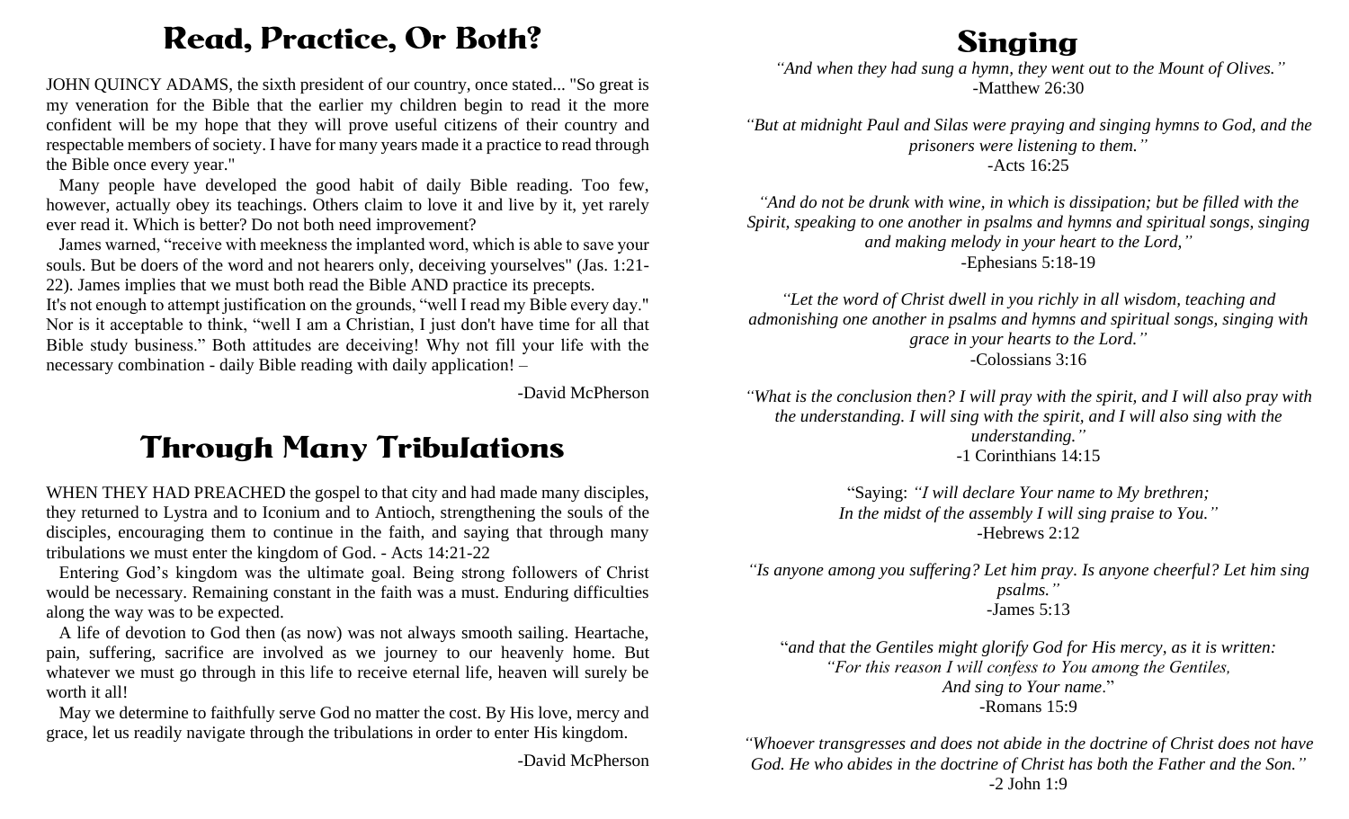# Read, Practice, Or Both?

JOHN QUINCY ADAMS, the sixth president of our country, once stated... "So great is my veneration for the Bible that the earlier my children begin to read it the more confident will be my hope that they will prove useful citizens of their country and respectable members of society. I have for many years made it a practice to read through the Bible once every year."

Many people have developed the good habit of daily Bible reading. Too few, however, actually obey its teachings. Others claim to love it and live by it, yet rarely ever read it. Which is better? Do not both need improvement?

James warned, "receive with meekness the implanted word, which is able to save your souls. But be doers of the word and not hearers only, deceiving yourselves" (Jas. 1:21-22). James implies that we must both read the Bible AND practice its precepts.
It's not enough to attempt justification on the grounds, "well I read my Bible every day." Nor is it acceptable to think, "well I am a Christian, I just don't have time for all that Bible study business." Both attitudes are deceiving! Why not fill your life with the necessary combination - daily Bible reading with daily application! –

-David McPherson

# Through Many Tribulations

WHEN THEY HAD PREACHED the gospel to that city and had made many disciples, they returned to Lystra and to Iconium and to Antioch, strengthening the souls of the disciples, encouraging them to continue in the faith, and saying that through many tribulations we must enter the kingdom of God. - Acts 14:21-22

Entering God's kingdom was the ultimate goal. Being strong followers of Christ would be necessary. Remaining constant in the faith was a must. Enduring difficulties along the way was to be expected.

A life of devotion to God then (as now) was not always smooth sailing. Heartache, pain, suffering, sacrifice are involved as we journey to our heavenly home. But whatever we must go through in this life to receive eternal life, heaven will surely be worth it all!

May we determine to faithfully serve God no matter the cost. By His love, mercy and grace, let us readily navigate through the tribulations in order to enter His kingdom.

-David McPherson

# Singing

*"And when they had sung a hymn, they went out to the Mount of Olives."*
-Matthew 26:30

*"But at midnight Paul and Silas were praying and singing hymns to God, and the prisoners were listening to them."*
-Acts 16:25

*"And do not be drunk with wine, in which is dissipation; but be filled with the Spirit, speaking to one another in psalms and hymns and spiritual songs, singing and making melody in your heart to the Lord,"*
-Ephesians 5:18-19

*"Let the word of Christ dwell in you richly in all wisdom, teaching and admonishing one another in psalms and hymns and spiritual songs, singing with grace in your hearts to the Lord."*
-Colossians 3:16

*"What is the conclusion then? I will pray with the spirit, and I will also pray with the understanding. I will sing with the spirit, and I will also sing with the understanding."*
-1 Corinthians 14:15

"Saying: *"I will declare Your name to My brethren;*
*In the midst of the assembly I will sing praise to You."*
-Hebrews 2:12

*"Is anyone among you suffering? Let him pray. Is anyone cheerful? Let him sing psalms."*
-James 5:13

"*and that the Gentiles might glorify God for His mercy, as it is written:*
*"For this reason I will confess to You among the Gentiles,*
*And sing to Your name*."
-Romans 15:9

*"Whoever transgresses and does not abide in the doctrine of Christ does not have God. He who abides in the doctrine of Christ has both the Father and the Son."*
-2 John 1:9